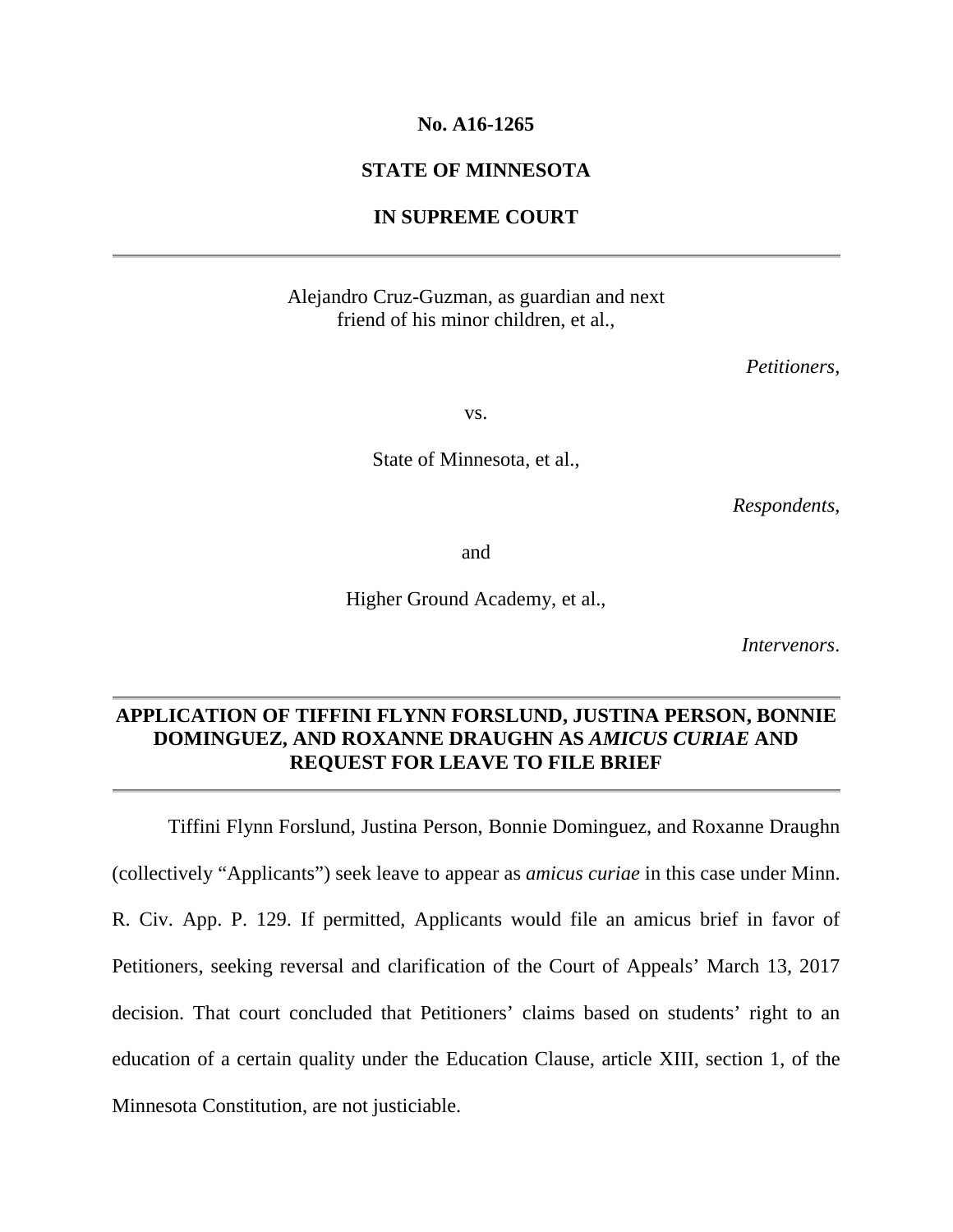**No. A16-1265**

**STATE OF MINNESOTA**

**IN SUPREME COURT**

---

Alejandro Cruz-Guzman, as guardian and next friend of his minor children, et al.,

*Petitioners*,

vs.

State of Minnesota, et al.,

*Respondents*,

and

Higher Ground Academy, et al.,

*Intervenors*.

---

**APPLICATION OF TIFFINI FLYNN FORSLUND, JUSTINA PERSON, BONNIE DOMINGUEZ, AND ROXANNE DRAUGHN AS *AMICUS CURIAE* AND REQUEST FOR LEAVE TO FILE BRIEF**

---

Tiffini Flynn Forslund, Justina Person, Bonnie Dominguez, and Roxanne Draughn (collectively "Applicants") seek leave to appear as *amicus curiae* in this case under Minn. R. Civ. App. P. 129. If permitted, Applicants would file an amicus brief in favor of Petitioners, seeking reversal and clarification of the Court of Appeals' March 13, 2017 decision. That court concluded that Petitioners' claims based on students' right to an education of a certain quality under the Education Clause, article XIII, section 1, of the Minnesota Constitution, are not justiciable.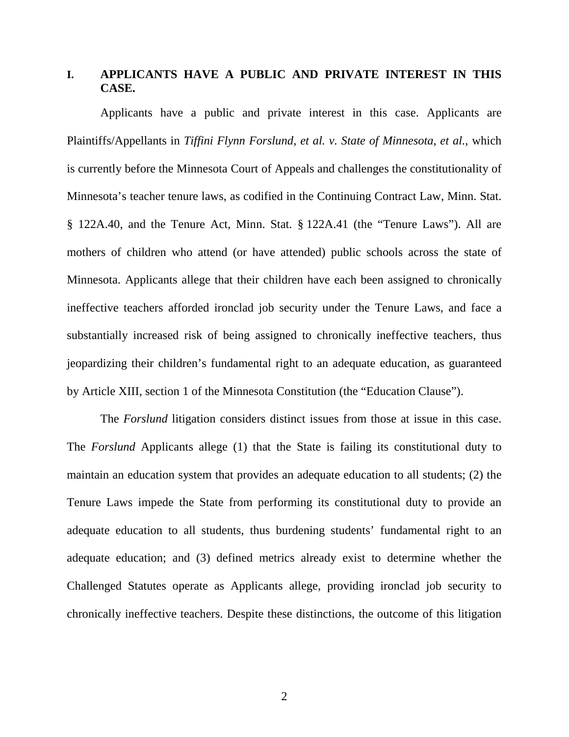## I. APPLICANTS HAVE A PUBLIC AND PRIVATE INTEREST IN THIS CASE.

Applicants have a public and private interest in this case. Applicants are Plaintiffs/Appellants in *Tiffini Flynn Forslund, et al. v. State of Minnesota, et al.*, which is currently before the Minnesota Court of Appeals and challenges the constitutionality of Minnesota's teacher tenure laws, as codified in the Continuing Contract Law, Minn. Stat. § 122A.40, and the Tenure Act, Minn. Stat. § 122A.41 (the "Tenure Laws"). All are mothers of children who attend (or have attended) public schools across the state of Minnesota. Applicants allege that their children have each been assigned to chronically ineffective teachers afforded ironclad job security under the Tenure Laws, and face a substantially increased risk of being assigned to chronically ineffective teachers, thus jeopardizing their children's fundamental right to an adequate education, as guaranteed by Article XIII, section 1 of the Minnesota Constitution (the "Education Clause").

The *Forslund* litigation considers distinct issues from those at issue in this case. The *Forslund* Applicants allege (1) that the State is failing its constitutional duty to maintain an education system that provides an adequate education to all students; (2) the Tenure Laws impede the State from performing its constitutional duty to provide an adequate education to all students, thus burdening students' fundamental right to an adequate education; and (3) defined metrics already exist to determine whether the Challenged Statutes operate as Applicants allege, providing ironclad job security to chronically ineffective teachers. Despite these distinctions, the outcome of this litigation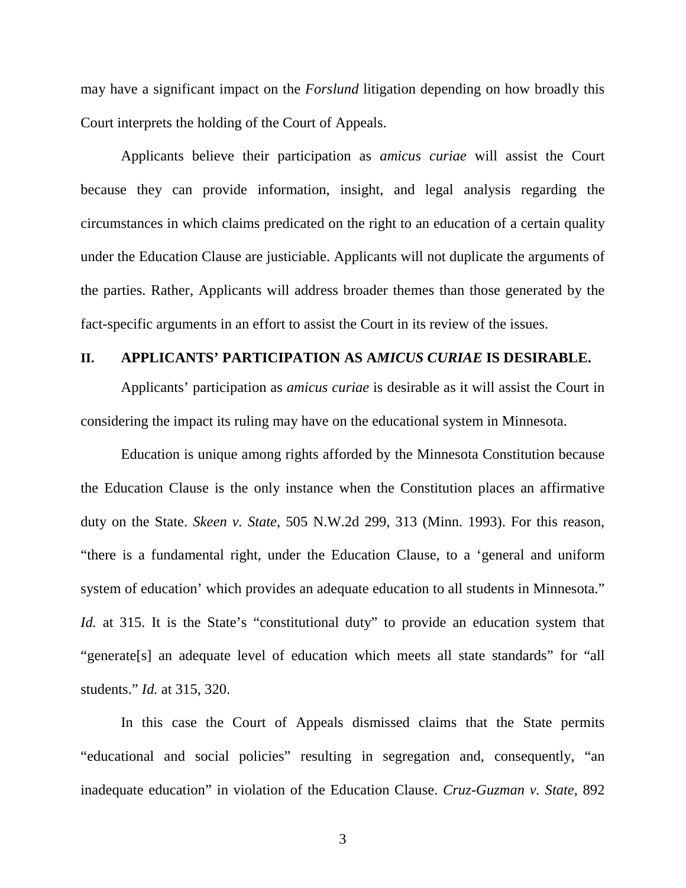may have a significant impact on the *Forslund* litigation depending on how broadly this Court interprets the holding of the Court of Appeals.

Applicants believe their participation as *amicus curiae* will assist the Court because they can provide information, insight, and legal analysis regarding the circumstances in which claims predicated on the right to an education of a certain quality under the Education Clause are justiciable. Applicants will not duplicate the arguments of the parties. Rather, Applicants will address broader themes than those generated by the fact-specific arguments in an effort to assist the Court in its review of the issues.

## II. APPLICANTS' PARTICIPATION AS A*MICUS CURIAE* IS DESIRABLE.

Applicants' participation as *amicus curiae* is desirable as it will assist the Court in considering the impact its ruling may have on the educational system in Minnesota.

Education is unique among rights afforded by the Minnesota Constitution because the Education Clause is the only instance when the Constitution places an affirmative duty on the State. *Skeen v. State*, 505 N.W.2d 299, 313 (Minn. 1993). For this reason, "there is a fundamental right, under the Education Clause, to a 'general and uniform system of education' which provides an adequate education to all students in Minnesota." *Id.* at 315. It is the State's "constitutional duty" to provide an education system that "generate[s] an adequate level of education which meets all state standards" for "all students." *Id.* at 315, 320.

In this case the Court of Appeals dismissed claims that the State permits "educational and social policies" resulting in segregation and, consequently, "an inadequate education" in violation of the Education Clause. *Cruz-Guzman v. State*, 892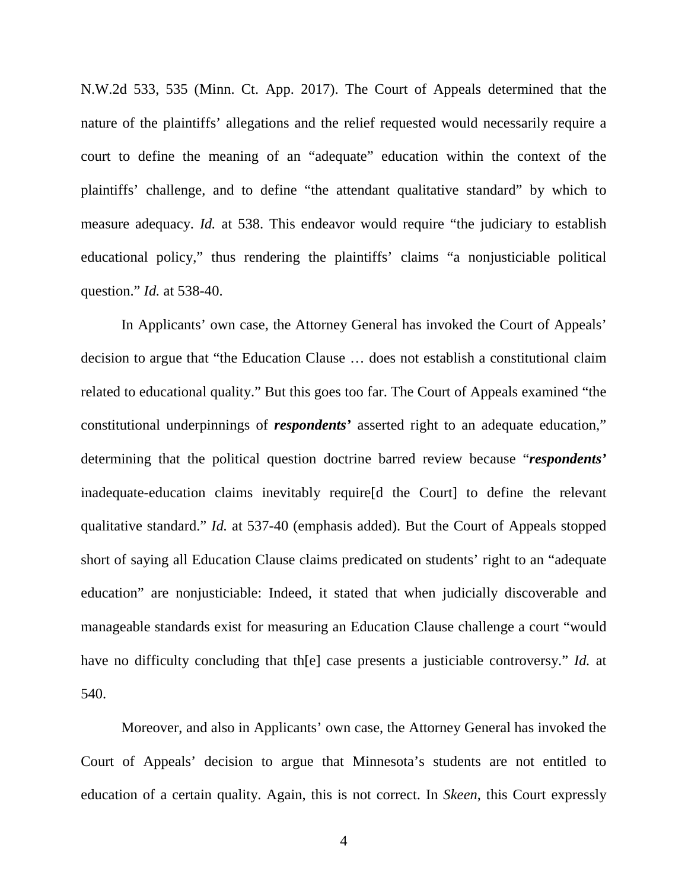N.W.2d 533, 535 (Minn. Ct. App. 2017). The Court of Appeals determined that the nature of the plaintiffs' allegations and the relief requested would necessarily require a court to define the meaning of an "adequate" education within the context of the plaintiffs' challenge, and to define "the attendant qualitative standard" by which to measure adequacy. *Id.* at 538. This endeavor would require "the judiciary to establish educational policy," thus rendering the plaintiffs' claims "a nonjusticiable political question." *Id.* at 538-40.

In Applicants' own case, the Attorney General has invoked the Court of Appeals' decision to argue that "the Education Clause … does not establish a constitutional claim related to educational quality." But this goes too far. The Court of Appeals examined "the constitutional underpinnings of ***respondents'*** asserted right to an adequate education," determining that the political question doctrine barred review because "***respondents'*** inadequate-education claims inevitably require[d the Court] to define the relevant qualitative standard." *Id.* at 537-40 (emphasis added). But the Court of Appeals stopped short of saying all Education Clause claims predicated on students' right to an "adequate education" are nonjusticiable: Indeed, it stated that when judicially discoverable and manageable standards exist for measuring an Education Clause challenge a court "would have no difficulty concluding that th[e] case presents a justiciable controversy." *Id.* at 540.

Moreover, and also in Applicants' own case, the Attorney General has invoked the Court of Appeals' decision to argue that Minnesota's students are not entitled to education of a certain quality. Again, this is not correct. In *Skeen*, this Court expressly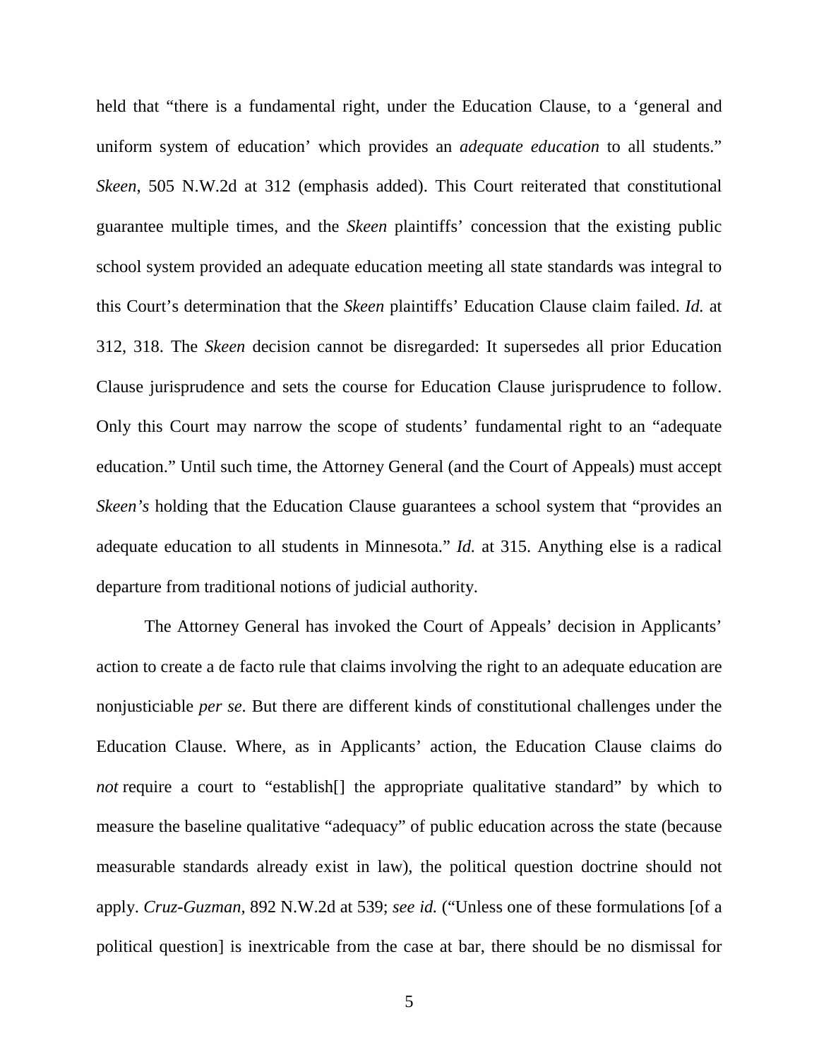held that "there is a fundamental right, under the Education Clause, to a 'general and uniform system of education' which provides an *adequate education* to all students." *Skeen*, 505 N.W.2d at 312 (emphasis added). This Court reiterated that constitutional guarantee multiple times, and the *Skeen* plaintiffs' concession that the existing public school system provided an adequate education meeting all state standards was integral to this Court's determination that the *Skeen* plaintiffs' Education Clause claim failed. *Id.* at 312, 318. The *Skeen* decision cannot be disregarded: It supersedes all prior Education Clause jurisprudence and sets the course for Education Clause jurisprudence to follow. Only this Court may narrow the scope of students' fundamental right to an "adequate education." Until such time, the Attorney General (and the Court of Appeals) must accept *Skeen's* holding that the Education Clause guarantees a school system that "provides an adequate education to all students in Minnesota." *Id.* at 315. Anything else is a radical departure from traditional notions of judicial authority.

The Attorney General has invoked the Court of Appeals' decision in Applicants' action to create a de facto rule that claims involving the right to an adequate education are nonjusticiable *per se*. But there are different kinds of constitutional challenges under the Education Clause. Where, as in Applicants' action, the Education Clause claims do *not* require a court to "establish[] the appropriate qualitative standard" by which to measure the baseline qualitative "adequacy" of public education across the state (because measurable standards already exist in law), the political question doctrine should not apply. *Cruz-Guzman*, 892 N.W.2d at 539; *see id.* ("Unless one of these formulations [of a political question] is inextricable from the case at bar, there should be no dismissal for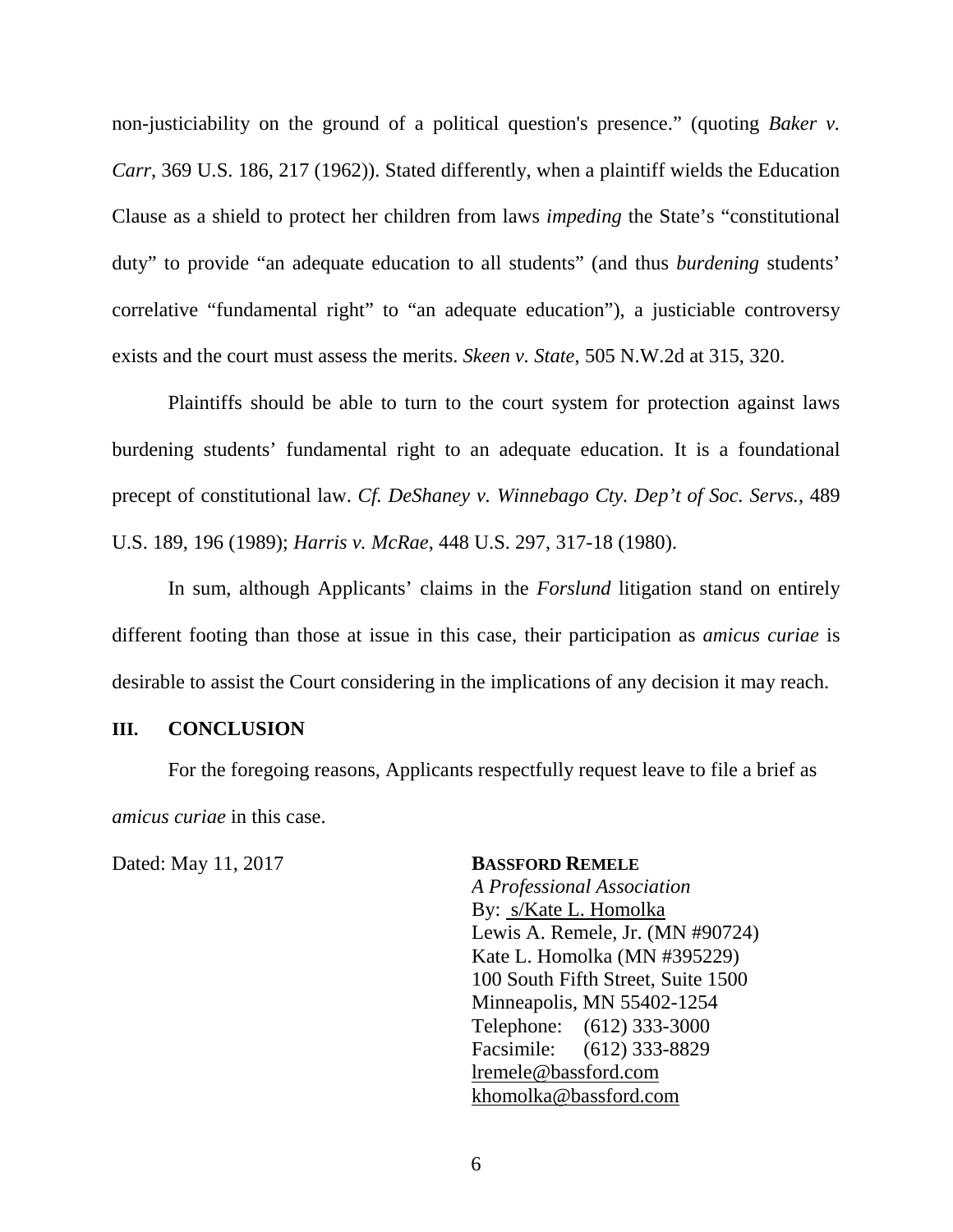non-justiciability on the ground of a political question's presence." (quoting *Baker v. Carr*, 369 U.S. 186, 217 (1962)). Stated differently, when a plaintiff wields the Education Clause as a shield to protect her children from laws *impeding* the State's "constitutional duty" to provide "an adequate education to all students" (and thus *burdening* students' correlative "fundamental right" to "an adequate education"), a justiciable controversy exists and the court must assess the merits. *Skeen v. State*, 505 N.W.2d at 315, 320.

Plaintiffs should be able to turn to the court system for protection against laws burdening students' fundamental right to an adequate education. It is a foundational precept of constitutional law. *Cf. DeShaney v. Winnebago Cty. Dep't of Soc. Servs.*, 489 U.S. 189, 196 (1989); *Harris v. McRae*, 448 U.S. 297, 317-18 (1980).

In sum, although Applicants' claims in the *Forslund* litigation stand on entirely different footing than those at issue in this case, their participation as *amicus curiae* is desirable to assist the Court considering in the implications of any decision it may reach.

## III. CONCLUSION

For the foregoing reasons, Applicants respectfully request leave to file a brief as *amicus curiae* in this case.

Dated: May 11, 2017

**BASSFORD REMELE**
*A Professional Association*
By: s/Kate L. Homolka
Lewis A. Remele, Jr. (MN #90724)
Kate L. Homolka (MN #395229)
100 South Fifth Street, Suite 1500
Minneapolis, MN 55402-1254
Telephone: (612) 333-3000
Facsimile: (612) 333-8829
lremele@bassford.com
khomolka@bassford.com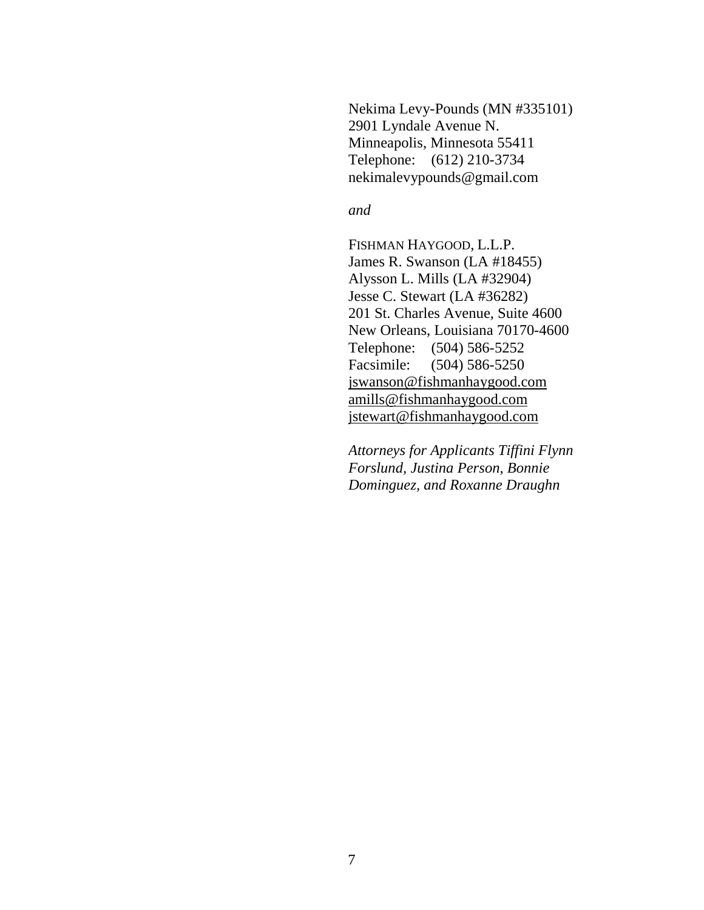Nekima Levy-Pounds (MN #335101)
2901 Lyndale Avenue N.
Minneapolis, Minnesota 55411
Telephone: (612) 210-3734
nekimalevypounds@gmail.com

*and*

FISHMAN HAYGOOD, L.L.P.
James R. Swanson (LA #18455)
Alysson L. Mills (LA #32904)
Jesse C. Stewart (LA #36282)
201 St. Charles Avenue, Suite 4600
New Orleans, Louisiana 70170-4600
Telephone: (504) 586-5252
Facsimile: (504) 586-5250
jswanson@fishmanhaygood.com
amills@fishmanhaygood.com
jstewart@fishmanhaygood.com

*Attorneys for Applicants Tiffini Flynn Forslund, Justina Person, Bonnie Dominguez, and Roxanne Draughn*